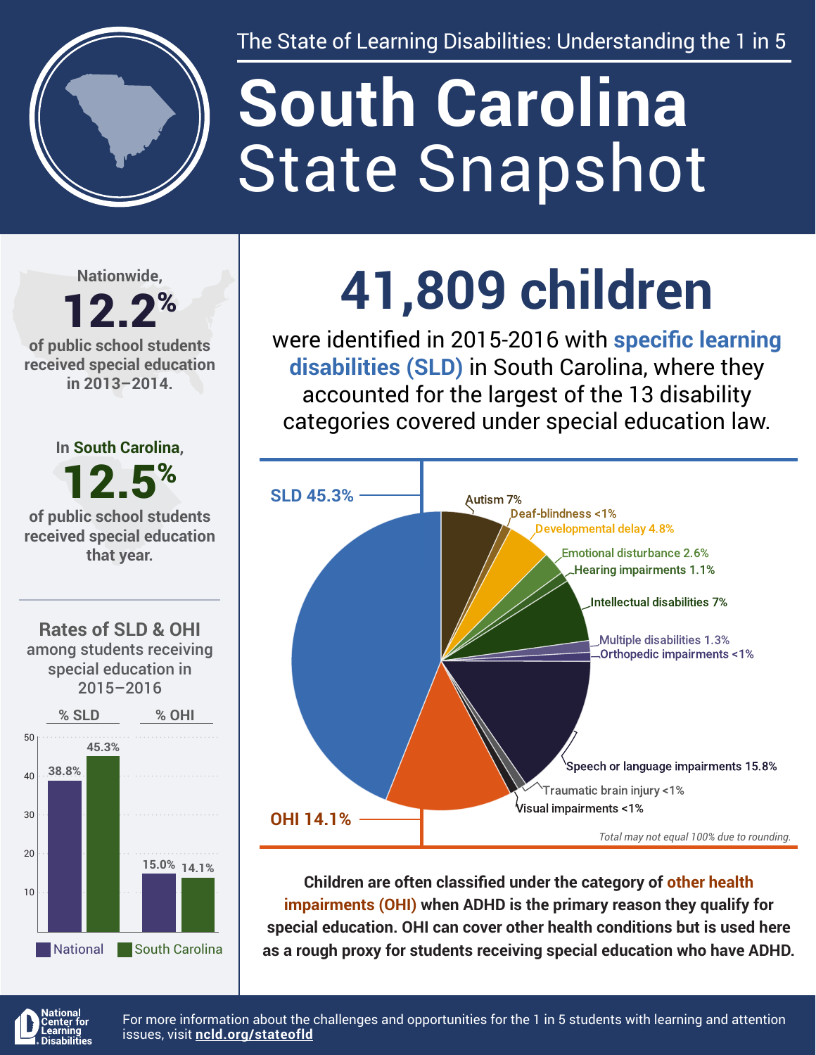The State of Learning Disabilities: Understanding the 1 in 5

# South Carolina State Snapshot

Nationwide, **12.2%** of public school students received special education in 2013–2014.

In South Carolina, **12.5%** of public school students received special education that year.

## Rates of SLD & OHI among students receiving special education in 2015–2016

| | National | South Carolina |
|---|---|---|
| % SLD | 38.8% | 45.3% |
| % OHI | 15.0% | 14.1% |

# 41,809 children

were identified in 2015-2016 with **specific learning disabilities (SLD)** in South Carolina, where they accounted for the largest of the 13 disability categories covered under special education law.

| Category | Percent |
|---|---|
| SLD | 45.3% |
| Autism | 7% |
| Deaf-blindness | <1% |
| Developmental delay | 4.8% |
| Emotional disturbance | 2.6% |
| Hearing impairments | 1.1% |
| Intellectual disabilities | 7% |
| Multiple disabilities | 1.3% |
| Orthopedic impairments | <1% |
| Speech or language impairments | 15.8% |
| Traumatic brain injury | <1% |
| Visual impairments | <1% |
| OHI | 14.1% |

*Total may not equal 100% due to rounding.*

**Children are often classified under the category of other health impairments (OHI) when ADHD is the primary reason they qualify for special education. OHI can cover other health conditions but is used here as a rough proxy for students receiving special education who have ADHD.**

National Center for Learning Disabilities

For more information about the challenges and opportunities for the 1 in 5 students with learning and attention issues, visit **ncld.org/stateofld**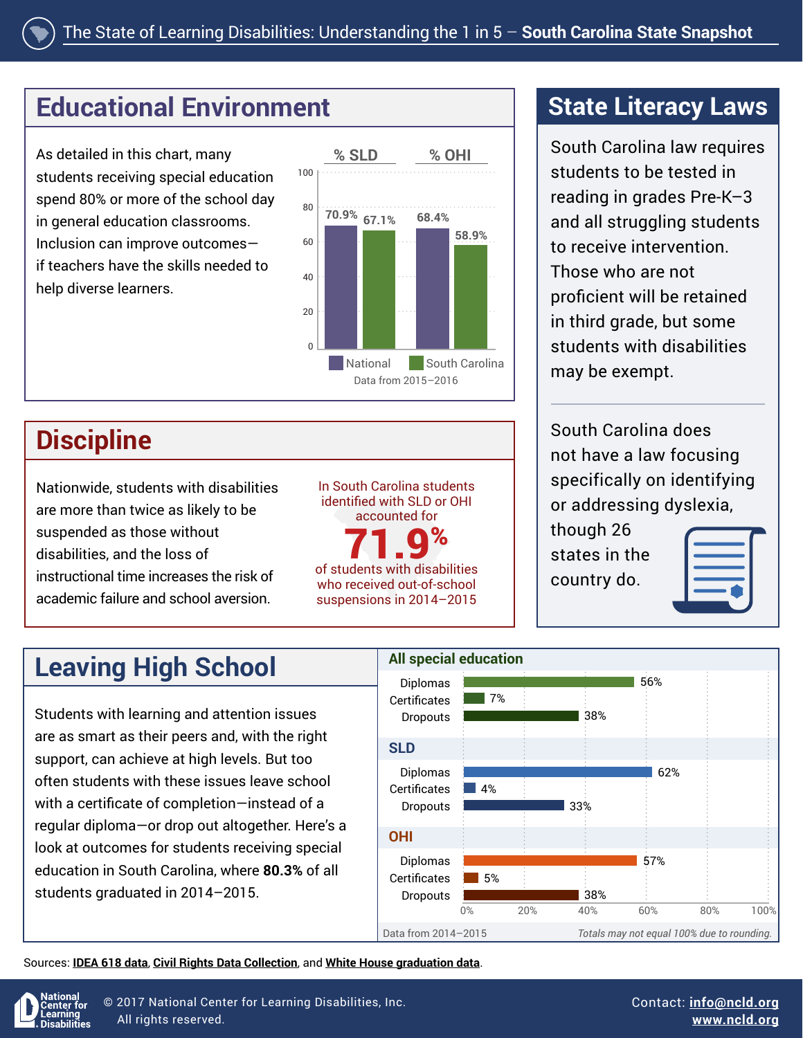# The State of Learning Disabilities: Understanding the 1 in 5 – **South Carolina State Snapshot**

## Educational Environment

As detailed in this chart, many students receiving special education spend 80% or more of the school day in general education classrooms. Inclusion can improve outcomes—if teachers have the skills needed to help diverse learners.

% SLD
% OHI
100
80
60
40
20
0
70.9%
67.1%
68.4%
58.9%
National
South Carolina
Data from 2015–2016

## State Literacy Laws

South Carolina law requires students to be tested in reading in grades Pre-K–3 and all struggling students to receive intervention. Those who are not proficient will be retained in third grade, but some students with disabilities may be exempt.

South Carolina does not have a law focusing specifically on identifying or addressing dyslexia, though 26 states in the country do.

## Discipline

Nationwide, students with disabilities are more than twice as likely to be suspended as those without disabilities, and the loss of instructional time increases the risk of academic failure and school aversion.

In South Carolina students identified with SLD or OHI accounted for **71.9%** of students with disabilities who received out-of-school suspensions in 2014–2015

## Leaving High School

Students with learning and attention issues are as smart as their peers and, with the right support, can achieve at high levels. But too often students with these issues leave school with a certificate of completion—instead of a regular diploma—or drop out altogether. Here's a look at outcomes for students receiving special education in South Carolina, where **80.3%** of all students graduated in 2014–2015.

**All special education**
Diplomas 56%
Certificates 7%
Dropouts 38%

**SLD**
Diplomas 62%
Certificates 4%
Dropouts 33%

**OHI**
Diplomas 57%
Certificates 5%
Dropouts 38%

0% 20% 40% 60% 80% 100%

Data from 2014–2015

*Totals may not equal 100% due to rounding.*

Sources: **IDEA 618 data**, **Civil Rights Data Collection**, and **White House graduation data**.

National Center for Learning Disabilities

© 2017 National Center for Learning Disabilities, Inc. All rights reserved.

Contact: **info@ncld.org** **www.ncld.org**